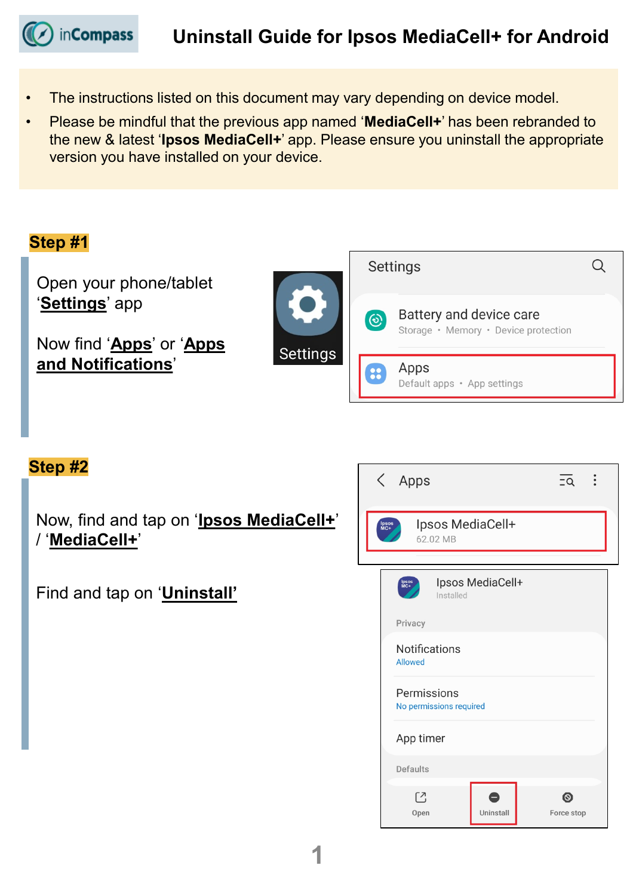# Uninstall Guide for Ipsos MediaCell+ for Android

- The instructions listed on this document may vary depending on device model.
- Please be mindful that the previous app named '**MediaCell+**' has been rebranded to the new & latest '**Ipsos MediaCell+**' app. Please ensure you uninstall the appropriate version you have installed on your device.

## Step #1

Open your phone/tablet '**Settings**' app

Now find '**Apps**' or '**Apps and Notifications**'

## Step #2

Now, find and tap on '**Ipsos MediaCell+**' / '**MediaCell+**'

Find and tap on '**Uninstall**'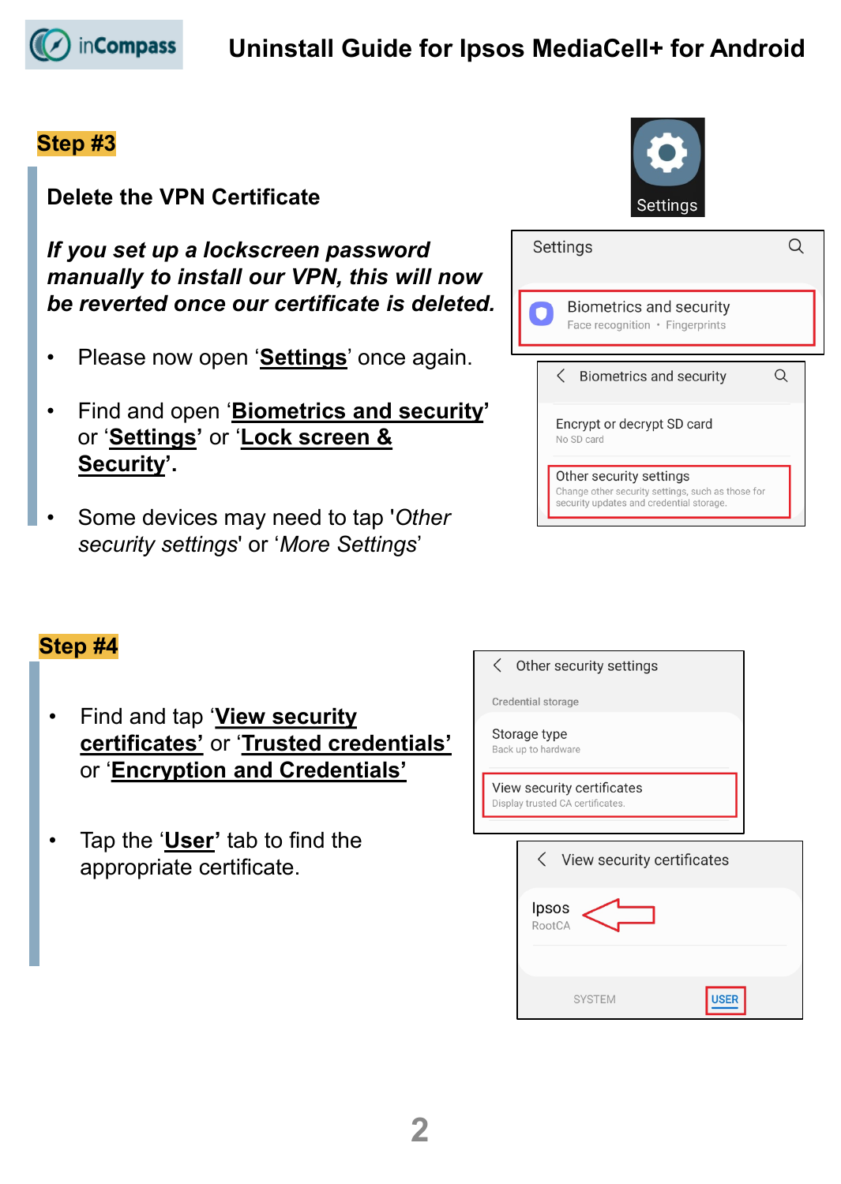# Uninstall Guide for Ipsos MediaCell+ for Android

## Step #3

### Delete the VPN Certificate

***If you set up a lockscreen password manually to install our VPN, this will now be reverted once our certificate is deleted.***

- Please now open '**Settings**' once again.
- Find and open '**Biometrics and security**' or '**Settings**' or '**Lock screen & Security**'.
- Some devices may need to tap '*Other security settings*' or '*More Settings*'

## Step #4

- Find and tap '**View security certificates**' or '**Trusted credentials**' or '**Encryption and Credentials**'
- Tap the '**User**' tab to find the appropriate certificate.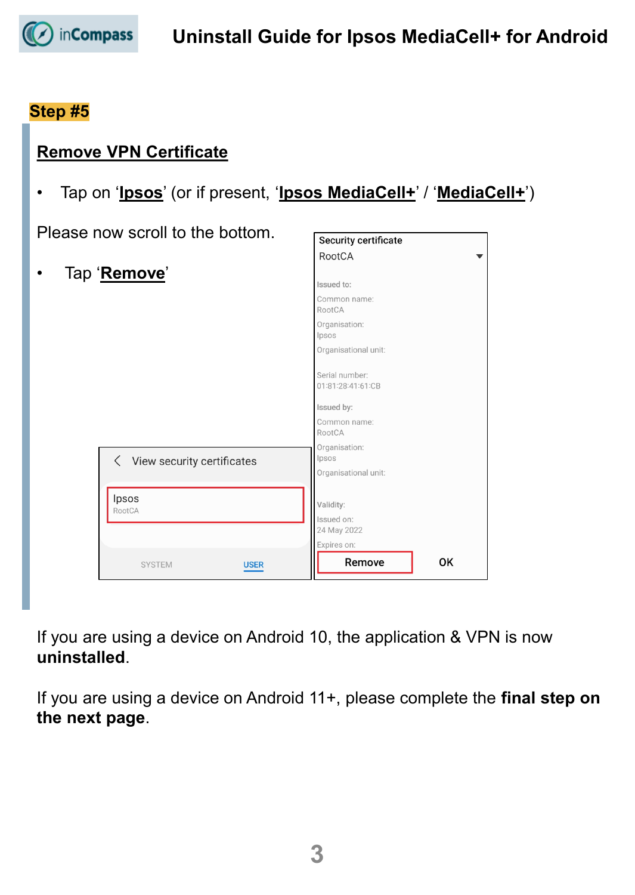## Step #5

### Remove VPN Certificate

- Tap on '**Ipsos**' (or if present, '**Ipsos MediaCell+**' / '**MediaCell+**')

Please now scroll to the bottom.

- Tap '**Remove**'

If you are using a device on Android 10, the application & VPN is now **uninstalled**.

If you are using a device on Android 11+, please complete the **final step on the next page**.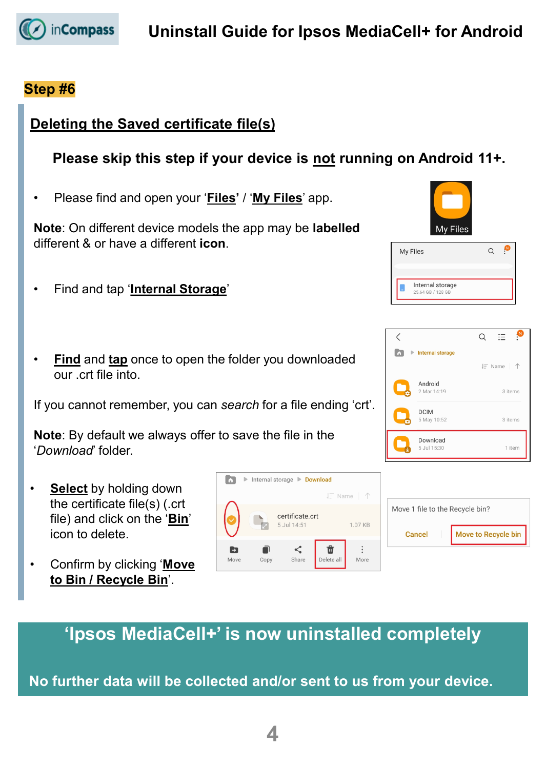# Uninstall Guide for Ipsos MediaCell+ for Android

## Step #6

### Deleting the Saved certificate file(s)

**Please skip this step if your device is not running on Android 11+.**

- Please find and open your '**Files**' / '**My Files**' app.

**Note**: On different device models the app may be **labelled** different & or have a different **icon**.

- Find and tap '**Internal Storage**'

- **Find** and **tap** once to open the folder you downloaded our .crt file into.

If you cannot remember, you can *search* for a file ending 'crt'.

**Note**: By default we always offer to save the file in the '*Download*' folder.

- **Select** by holding down the certificate file(s) (.crt file) and click on the '**Bin**' icon to delete.

- Confirm by clicking '**Move to Bin / Recycle Bin**'.

**'Ipsos MediaCell+' is now uninstalled completely**

**No further data will be collected and/or sent to us from your device.**